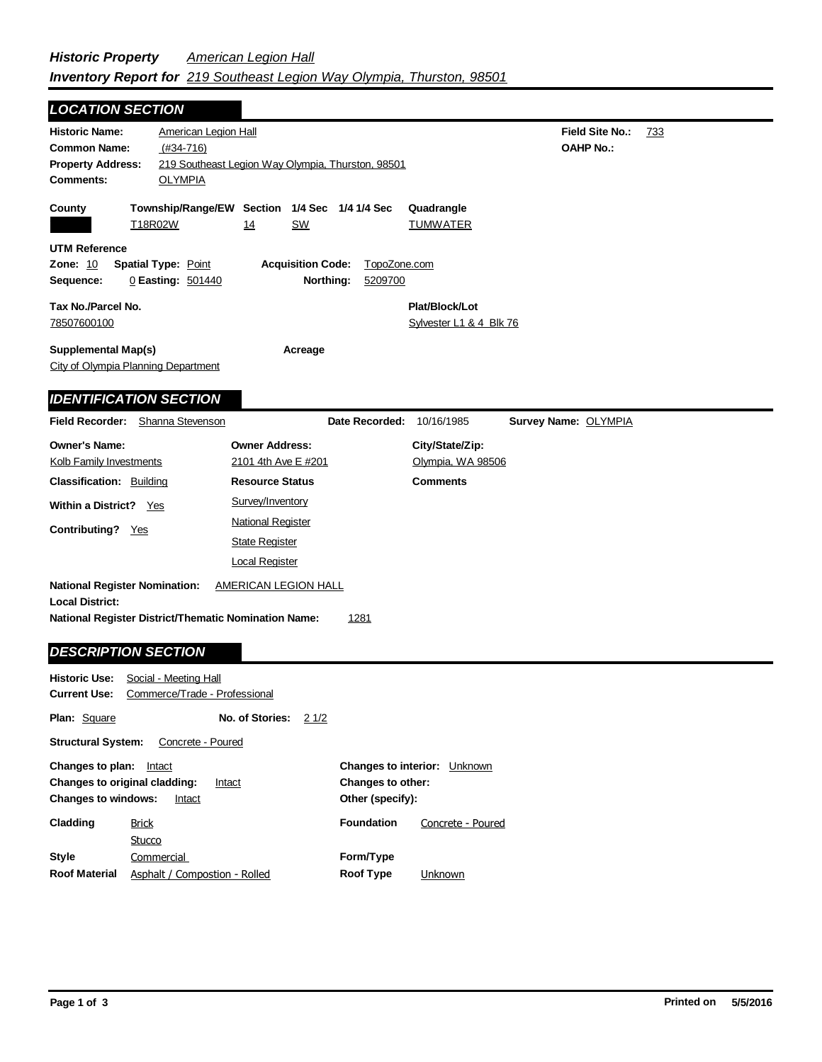# *Historic Property Inventory Report for* *American Legion Hall* *219 Southeast Legion Way Olympia, Thurston, 98501*

## LOCATION SECTION

**Historic Name:** American Legion Hall
**Common Name:** (#34-716)
**Property Address:** 219 Southeast Legion Way Olympia, Thurston, 98501
**Comments:** OLYMPIA

**Field Site No.:** 733
**OAHP No.:**

| County | Township/Range/EW | Section | 1/4 Sec | 1/4 1/4 Sec | Quadrangle |
|---|---|---|---|---|---|
| | T18R02W | 14 | SW | | TUMWATER |

**UTM Reference**
**Zone:** 10 **Spatial Type:** Point **Acquisition Code:** TopoZone.com
**Sequence:** 0 **Easting:** 501440 **Northing:** 5209700

**Tax No./Parcel No.**
78507600100

**Plat/Block/Lot**
Sylvester L1 & 4 Blk 76

**Supplemental Map(s)**
City of Olympia Planning Department

**Acreage**

## IDENTIFICATION SECTION

**Field Recorder:** Shanna Stevenson **Date Recorded:** 10/16/1985 **Survey Name:** OLYMPIA

| Owner's Name: | Owner Address: | City/State/Zip: |
|---|---|---|
| Kolb Family Investments | 2101 4th Ave E #201 | Olympia, WA 98506 |

**Classification:** Building
**Within a District?** Yes
**Contributing?** Yes

**Resource Status**
- Survey/Inventory
- National Register
- State Register
- Local Register

**Comments**

**National Register Nomination:** AMERICAN LEGION HALL
**Local District:**
**National Register District/Thematic Nomination Name:** 1281

## DESCRIPTION SECTION

**Historic Use:** Social - Meeting Hall
**Current Use:** Commerce/Trade - Professional

**Plan:** Square **No. of Stories:** 2 1/2

**Structural System:** Concrete - Poured

**Changes to plan:** Intact
**Changes to original cladding:** Intact
**Changes to windows:** Intact

**Changes to interior:** Unknown
**Changes to other:**
**Other (specify):**

**Cladding:** Brick, Stucco
**Foundation:** Concrete - Poured
**Style:** Commercial
**Form/Type:**
**Roof Material:** Asphalt / Compostion - Rolled
**Roof Type:** Unknown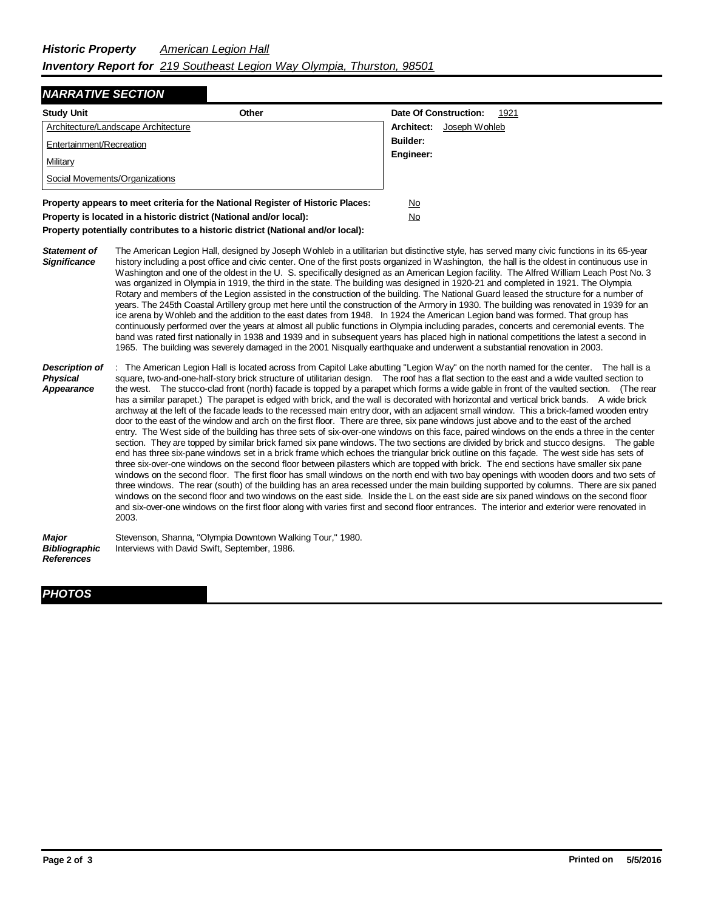**Historic Property** *American Legion Hall*

***Inventory Report for*** *219 Southeast Legion Way Olympia, Thurston, 98501*

## NARRATIVE SECTION

| Study Unit | Other |
|---|---|
| Architecture/Landscape Architecture | |
| Entertainment/Recreation | |
| Military | |
| Social Movements/Organizations | |

**Date Of Construction:** 1921

**Architect:** Joseph Wohleb

**Builder:**

**Engineer:**

**Property appears to meet criteria for the National Register of Historic Places:** No

**Property is located in a historic district (National and/or local):** No

**Property potentially contributes to a historic district (National and/or local):**

***Statement of Significance***

The American Legion Hall, designed by Joseph Wohleb in a utilitarian but distinctive style, has served many civic functions in its 65-year history including a post office and civic center. One of the first posts organized in Washington, the hall is the oldest in continuous use in Washington and one of the oldest in the U. S. specifically designed as an American Legion facility. The Alfred William Leach Post No. 3 was organized in Olympia in 1919, the third in the state. The building was designed in 1920-21 and completed in 1921. The Olympia Rotary and members of the Legion assisted in the construction of the building. The National Guard leased the structure for a number of years. The 245th Coastal Artillery group met here until the construction of the Armory in 1930. The building was renovated in 1939 for an ice arena by Wohleb and the addition to the east dates from 1948. In 1924 the American Legion band was formed. That group has continuously performed over the years at almost all public functions in Olympia including parades, concerts and ceremonial events. The band was rated first nationally in 1938 and 1939 and in subsequent years has placed high in national competitions the latest a second in 1965. The building was severely damaged in the 2001 Nisqually earthquake and underwent a substantial renovation in 2003.

***Description of Physical Appearance***

: The American Legion Hall is located across from Capitol Lake abutting "Legion Way" on the north named for the center. The hall is a square, two-and-one-half-story brick structure of utilitarian design. The roof has a flat section to the east and a wide vaulted section to the west. The stucco-clad front (north) facade is topped by a parapet which forms a wide gable in front of the vaulted section. (The rear has a similar parapet.) The parapet is edged with brick, and the wall is decorated with horizontal and vertical brick bands. A wide brick archway at the left of the facade leads to the recessed main entry door, with an adjacent small window. This a brick-famed wooden entry door to the east of the window and arch on the first floor. There are three, six pane windows just above and to the east of the arched entry. The West side of the building has three sets of six-over-one windows on this face, paired windows on the ends a three in the center section. They are topped by similar brick famed six pane windows. The two sections are divided by brick and stucco designs. The gable end has three six-pane windows set in a brick frame which echoes the triangular brick outline on this façade. The west side has sets of three six-over-one windows on the second floor between pilasters which are topped with brick. The end sections have smaller six pane windows on the second floor. The first floor has small windows on the north end with two bay openings with wooden doors and two sets of three windows. The rear (south) of the building has an area recessed under the main building supported by columns. There are six paned windows on the second floor and two windows on the east side. Inside the L on the east side are six paned windows on the second floor and six-over-one windows on the first floor along with varies first and second floor entrances. The interior and exterior were renovated in 2003.

***Major Bibliographic References***

Stevenson, Shanna, "Olympia Downtown Walking Tour," 1980.
Interviews with David Swift, September, 1986.

## PHOTOS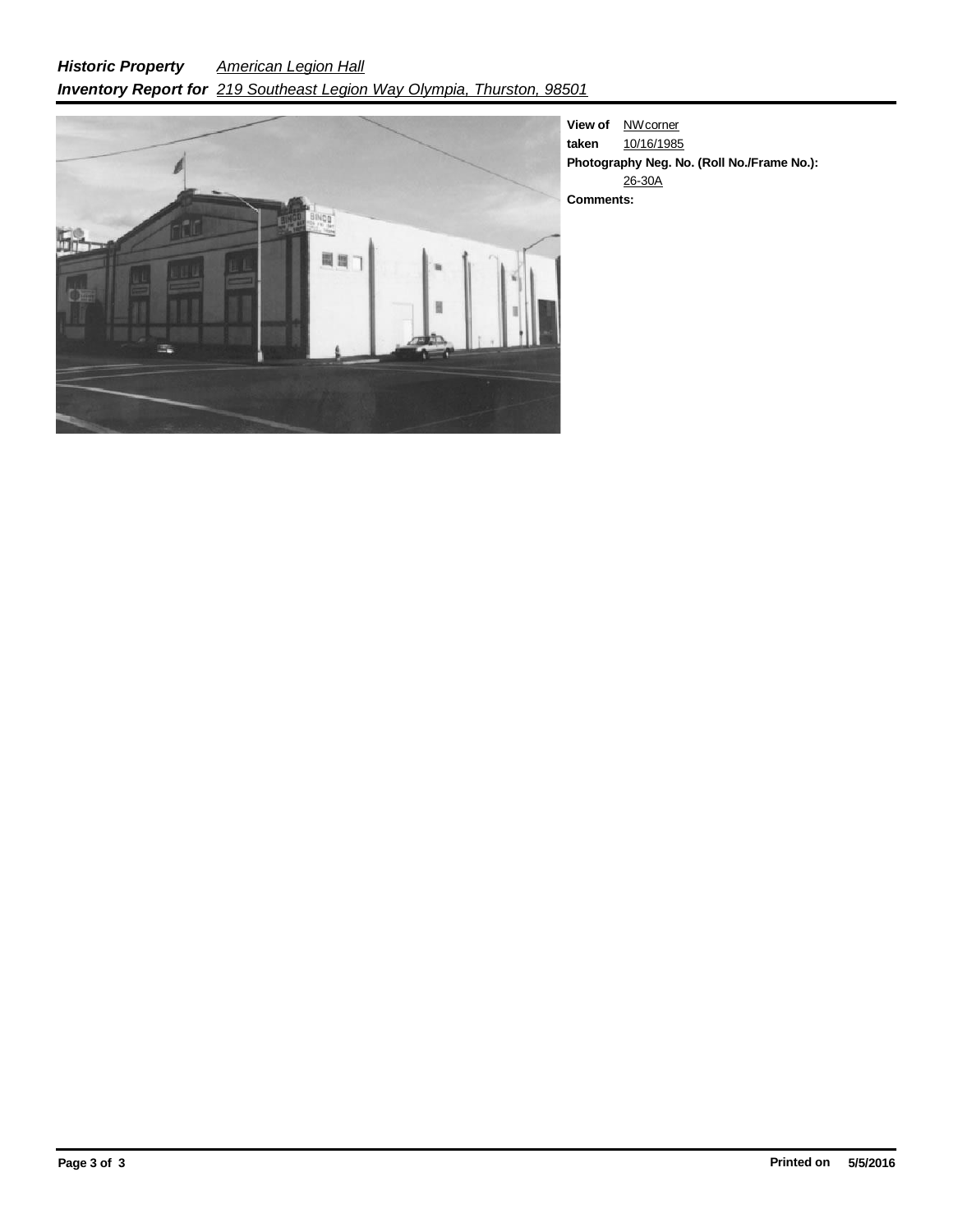***Historic Property Inventory Report for*** *American Legion Hall* *219 Southeast Legion Way Olympia, Thurston, 98501*

**View of** NW corner
**taken** 10/16/1985
**Photography Neg. No. (Roll No./Frame No.):** 26-30A
**Comments:**

**Printed on** 5/5/2016